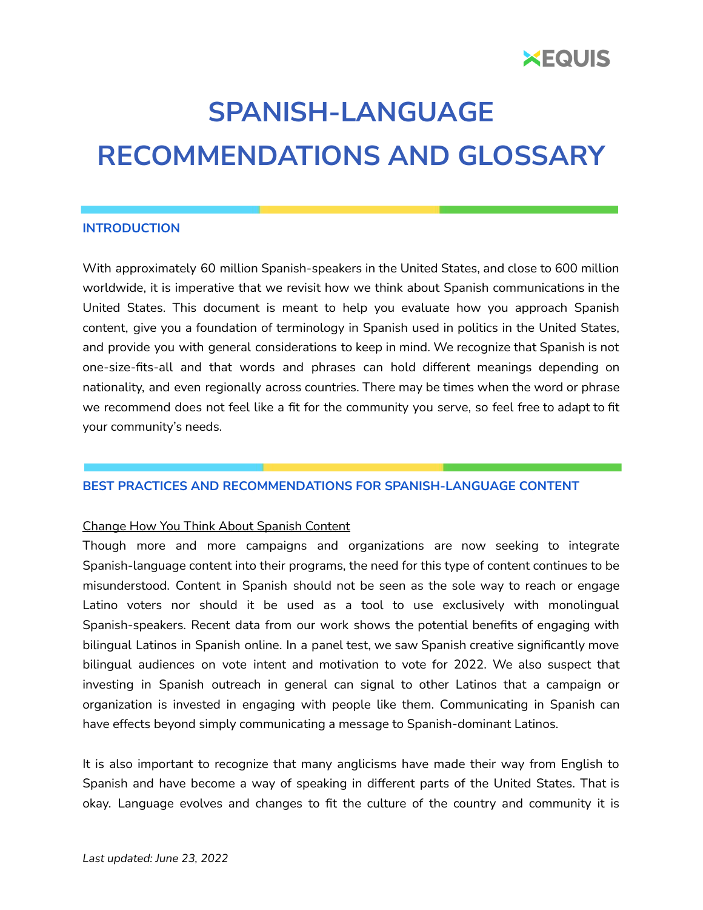# SPANISH-LANGUAGE RECOMMENDATIONS AND GLOSSARY

## INTRODUCTION

With approximately 60 million Spanish-speakers in the United States, and close to 600 million worldwide, it is imperative that we revisit how we think about Spanish communications in the United States. This document is meant to help you evaluate how you approach Spanish content, give you a foundation of terminology in Spanish used in politics in the United States, and provide you with general considerations to keep in mind. We recognize that Spanish is not one-size-fits-all and that words and phrases can hold different meanings depending on nationality, and even regionally across countries. There may be times when the word or phrase we recommend does not feel like a fit for the community you serve, so feel free to adapt to fit your community's needs.

## BEST PRACTICES AND RECOMMENDATIONS FOR SPANISH-LANGUAGE CONTENT

### Change How You Think About Spanish Content

Though more and more campaigns and organizations are now seeking to integrate Spanish-language content into their programs, the need for this type of content continues to be misunderstood. Content in Spanish should not be seen as the sole way to reach or engage Latino voters nor should it be used as a tool to use exclusively with monolingual Spanish-speakers. Recent data from our work shows the potential benefits of engaging with bilingual Latinos in Spanish online. In a panel test, we saw Spanish creative significantly move bilingual audiences on vote intent and motivation to vote for 2022. We also suspect that investing in Spanish outreach in general can signal to other Latinos that a campaign or organization is invested in engaging with people like them. Communicating in Spanish can have effects beyond simply communicating a message to Spanish-dominant Latinos.

It is also important to recognize that many anglicisms have made their way from English to Spanish and have become a way of speaking in different parts of the United States. That is okay. Language evolves and changes to fit the culture of the country and community it is

*Last updated: June 23, 2022*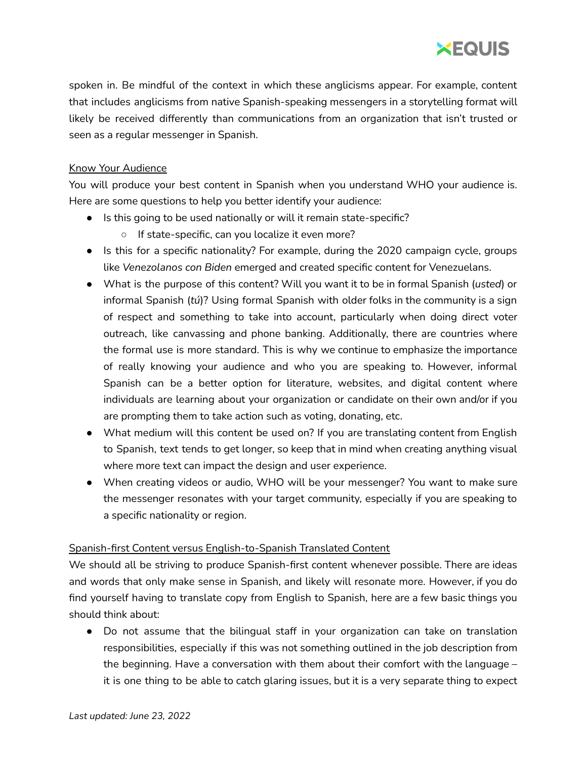spoken in. Be mindful of the context in which these anglicisms appear. For example, content that includes anglicisms from native Spanish-speaking messengers in a storytelling format will likely be received differently than communications from an organization that isn't trusted or seen as a regular messenger in Spanish.

<u>Know Your Audience</u>

You will produce your best content in Spanish when you understand WHO your audience is. Here are some questions to help you better identify your audience:

- Is this going to be used nationally or will it remain state-specific?
  - If state-specific, can you localize it even more?
- Is this for a specific nationality? For example, during the 2020 campaign cycle, groups like *Venezolanos con Biden* emerged and created specific content for Venezuelans.
- What is the purpose of this content? Will you want it to be in formal Spanish (*usted*) or informal Spanish (*tú*)? Using formal Spanish with older folks in the community is a sign of respect and something to take into account, particularly when doing direct voter outreach, like canvassing and phone banking. Additionally, there are countries where the formal use is more standard. This is why we continue to emphasize the importance of really knowing your audience and who you are speaking to. However, informal Spanish can be a better option for literature, websites, and digital content where individuals are learning about your organization or candidate on their own and/or if you are prompting them to take action such as voting, donating, etc.
- What medium will this content be used on? If you are translating content from English to Spanish, text tends to get longer, so keep that in mind when creating anything visual where more text can impact the design and user experience.
- When creating videos or audio, WHO will be your messenger? You want to make sure the messenger resonates with your target community, especially if you are speaking to a specific nationality or region.

<u>Spanish-first Content versus English-to-Spanish Translated Content</u>

We should all be striving to produce Spanish-first content whenever possible. There are ideas and words that only make sense in Spanish, and likely will resonate more. However, if you do find yourself having to translate copy from English to Spanish, here are a few basic things you should think about:

- Do not assume that the bilingual staff in your organization can take on translation responsibilities, especially if this was not something outlined in the job description from the beginning. Have a conversation with them about their comfort with the language – it is one thing to be able to catch glaring issues, but it is a very separate thing to expect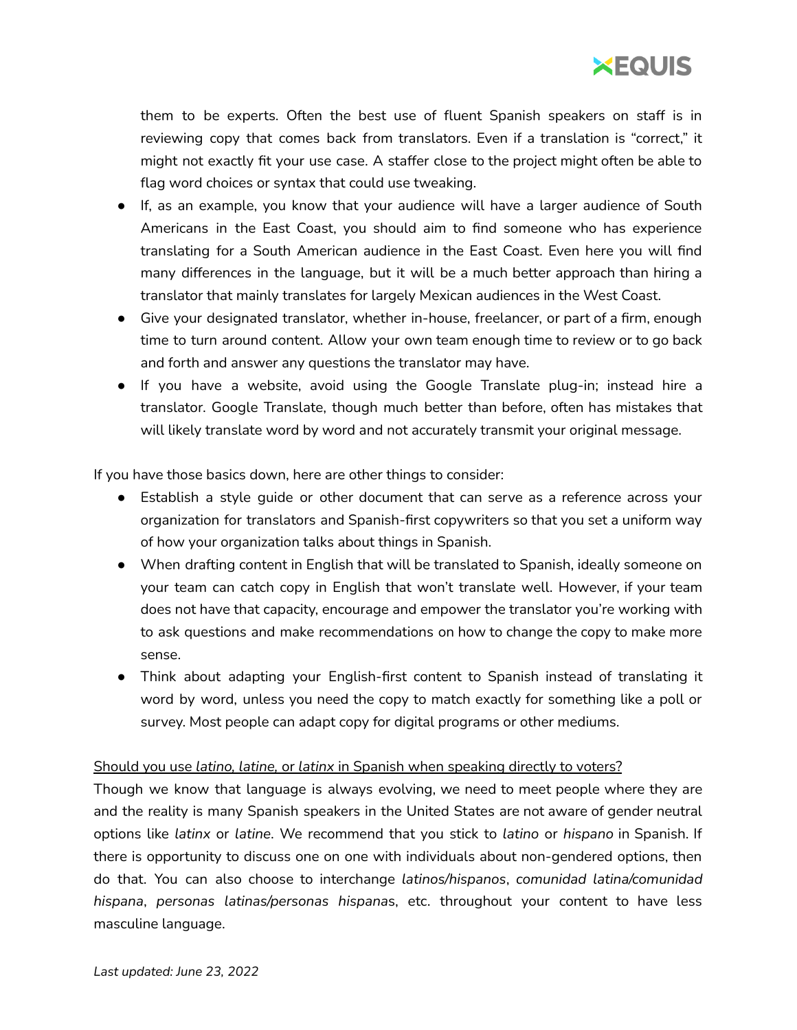them to be experts. Often the best use of fluent Spanish speakers on staff is in reviewing copy that comes back from translators. Even if a translation is "correct," it might not exactly fit your use case. A staffer close to the project might often be able to flag word choices or syntax that could use tweaking.

- If, as an example, you know that your audience will have a larger audience of South Americans in the East Coast, you should aim to find someone who has experience translating for a South American audience in the East Coast. Even here you will find many differences in the language, but it will be a much better approach than hiring a translator that mainly translates for largely Mexican audiences in the West Coast.
- Give your designated translator, whether in-house, freelancer, or part of a firm, enough time to turn around content. Allow your own team enough time to review or to go back and forth and answer any questions the translator may have.
- If you have a website, avoid using the Google Translate plug-in; instead hire a translator. Google Translate, though much better than before, often has mistakes that will likely translate word by word and not accurately transmit your original message.

If you have those basics down, here are other things to consider:

- Establish a style guide or other document that can serve as a reference across your organization for translators and Spanish-first copywriters so that you set a uniform way of how your organization talks about things in Spanish.
- When drafting content in English that will be translated to Spanish, ideally someone on your team can catch copy in English that won't translate well. However, if your team does not have that capacity, encourage and empower the translator you're working with to ask questions and make recommendations on how to change the copy to make more sense.
- Think about adapting your English-first content to Spanish instead of translating it word by word, unless you need the copy to match exactly for something like a poll or survey. Most people can adapt copy for digital programs or other mediums.

<u>Should you use *latino, latine,* or *latinx* in Spanish when speaking directly to voters?</u>

Though we know that language is always evolving, we need to meet people where they are and the reality is many Spanish speakers in the United States are not aware of gender neutral options like *latinx* or *latine*. We recommend that you stick to *latino* or *hispano* in Spanish. If there is opportunity to discuss one on one with individuals about non-gendered options, then do that. You can also choose to interchange *latinos/hispanos*, *comunidad latina/comunidad hispana*, *personas latinas/personas hispanas*, etc. throughout your content to have less masculine language.

*Last updated: June 23, 2022*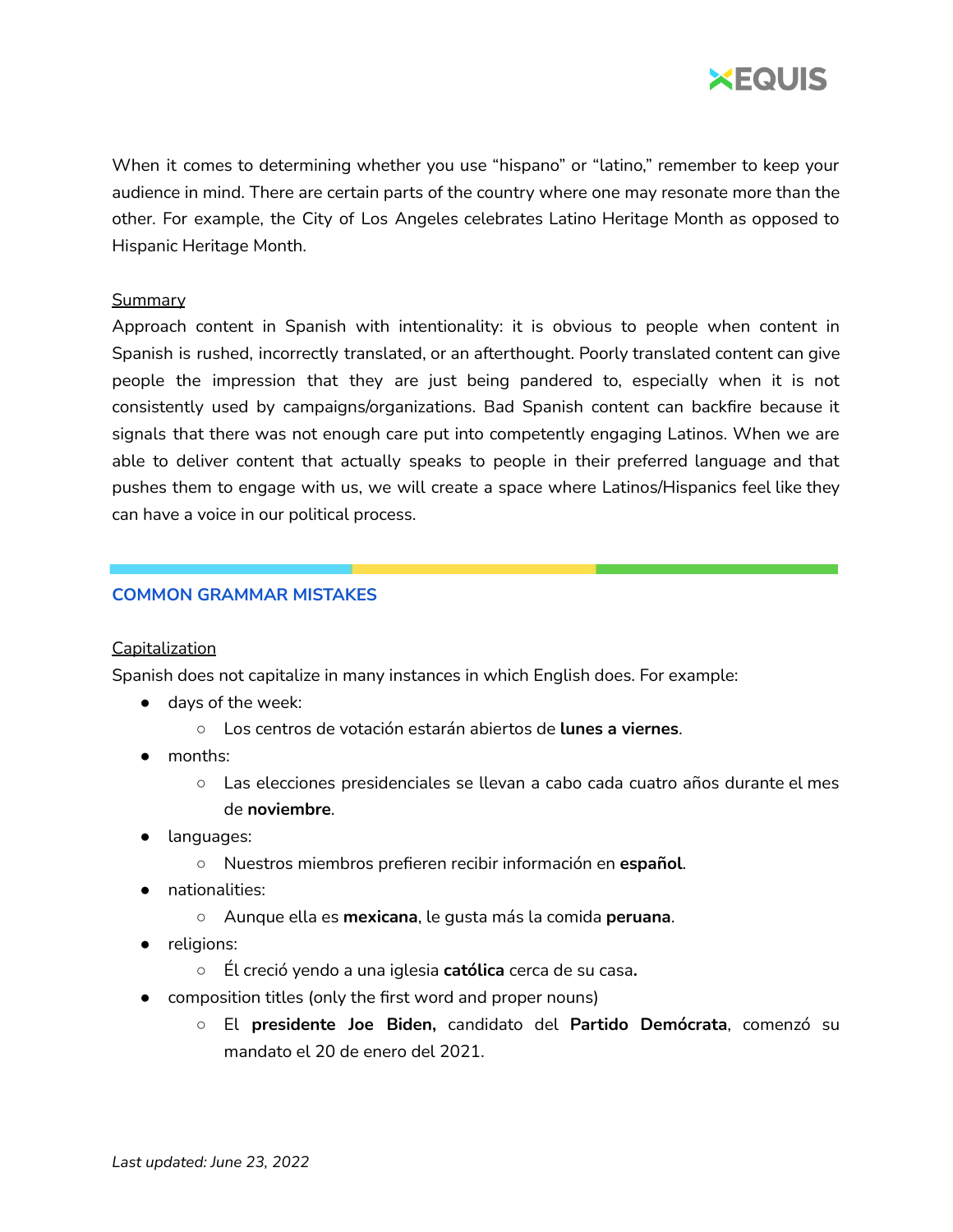When it comes to determining whether you use “hispano” or “latino,” remember to keep your audience in mind. There are certain parts of the country where one may resonate more than the other. For example, the City of Los Angeles celebrates Latino Heritage Month as opposed to Hispanic Heritage Month.

<u>Summary</u>

Approach content in Spanish with intentionality: it is obvious to people when content in Spanish is rushed, incorrectly translated, or an afterthought. Poorly translated content can give people the impression that they are just being pandered to, especially when it is not consistently used by campaigns/organizations. Bad Spanish content can backfire because it signals that there was not enough care put into competently engaging Latinos. When we are able to deliver content that actually speaks to people in their preferred language and that pushes them to engage with us, we will create a space where Latinos/Hispanics feel like they can have a voice in our political process.

## COMMON GRAMMAR MISTAKES

<u>Capitalization</u>

Spanish does not capitalize in many instances in which English does. For example:

- days of the week:
  - Los centros de votación estarán abiertos de **lunes a viernes**.
- months:
  - Las elecciones presidenciales se llevan a cabo cada cuatro años durante el mes de **noviembre**.
- languages:
  - Nuestros miembros prefieren recibir información en **español**.
- nationalities:
  - Aunque ella es **mexicana**, le gusta más la comida **peruana**.
- religions:
  - Él creció yendo a una iglesia **católica** cerca de su casa.
- composition titles (only the first word and proper nouns)
  - El **presidente Joe Biden,** candidato del **Partido Demócrata**, comenzó su mandato el 20 de enero del 2021.

*Last updated: June 23, 2022*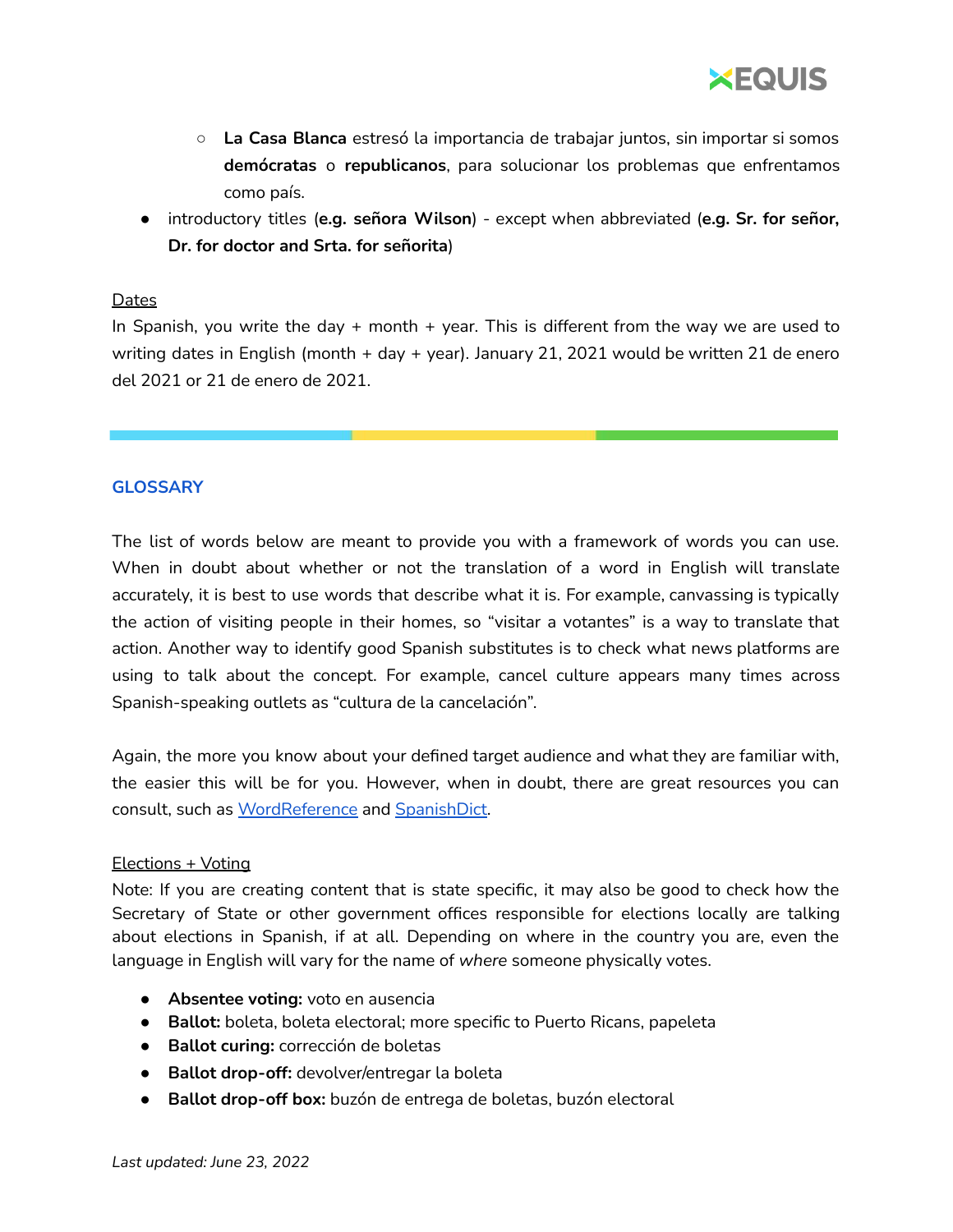- **La Casa Blanca** estresó la importancia de trabajar juntos, sin importar si somos **demócratas** o **republicanos**, para solucionar los problemas que enfrentamos como país.
- introductory titles (**e.g. señora Wilson**) - except when abbreviated (**e.g. Sr. for señor, Dr. for doctor and Srta. for señorita**)

<u>Dates</u>
In Spanish, you write the day + month + year. This is different from the way we are used to writing dates in English (month + day + year). January 21, 2021 would be written 21 de enero del 2021 or 21 de enero de 2021.

## GLOSSARY

The list of words below are meant to provide you with a framework of words you can use. When in doubt about whether or not the translation of a word in English will translate accurately, it is best to use words that describe what it is. For example, canvassing is typically the action of visiting people in their homes, so "visitar a votantes" is a way to translate that action. Another way to identify good Spanish substitutes is to check what news platforms are using to talk about the concept. For example, cancel culture appears many times across Spanish-speaking outlets as "cultura de la cancelación".

Again, the more you know about your defined target audience and what they are familiar with, the easier this will be for you. However, when in doubt, there are great resources you can consult, such as [WordReference] and [SpanishDict].

<u>Elections + Voting</u>
Note: If you are creating content that is state specific, it may also be good to check how the Secretary of State or other government offices responsible for elections locally are talking about elections in Spanish, if at all. Depending on where in the country you are, even the language in English will vary for the name of *where* someone physically votes.

- **Absentee voting:** voto en ausencia
- **Ballot:** boleta, boleta electoral; more specific to Puerto Ricans, papeleta
- **Ballot curing:** corrección de boletas
- **Ballot drop-off:** devolver/entregar la boleta
- **Ballot drop-off box:** buzón de entrega de boletas, buzón electoral

*Last updated: June 23, 2022*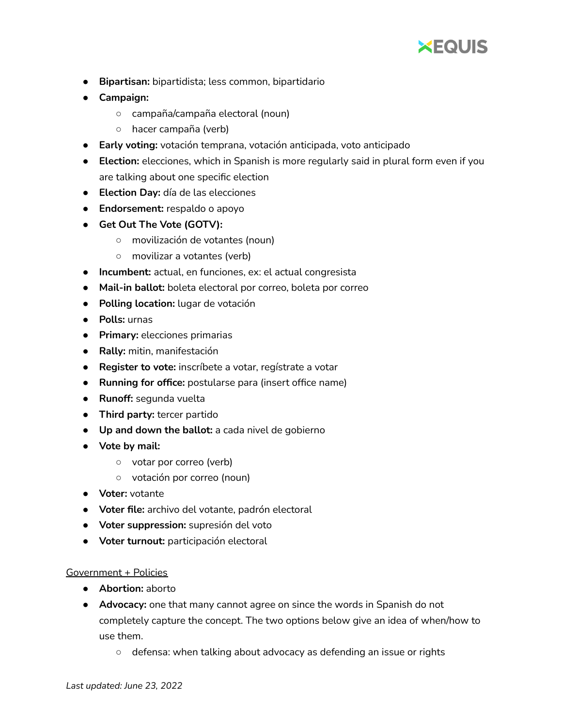- **Bipartisan:** bipartidista; less common, bipartidario
- **Campaign:**
    - campaña/campaña electoral (noun)
    - hacer campaña (verb)
- **Early voting:** votación temprana, votación anticipada, voto anticipado
- **Election:** elecciones, which in Spanish is more regularly said in plural form even if you are talking about one specific election
- **Election Day:** día de las elecciones
- **Endorsement:** respaldo o apoyo
- **Get Out The Vote (GOTV):**
    - movilización de votantes (noun)
    - movilizar a votantes (verb)
- **Incumbent:** actual, en funciones, ex: el actual congresista
- **Mail-in ballot:** boleta electoral por correo, boleta por correo
- **Polling location:** lugar de votación
- **Polls:** urnas
- **Primary:** elecciones primarias
- **Rally:** mitin, manifestación
- **Register to vote:** inscríbete a votar, regístrate a votar
- **Running for office:** postularse para (insert office name)
- **Runoff:** segunda vuelta
- **Third party:** tercer partido
- **Up and down the ballot:** a cada nivel de gobierno
- **Vote by mail:**
    - votar por correo (verb)
    - votación por correo (noun)
- **Voter:** votante
- **Voter file:** archivo del votante, padrón electoral
- **Voter suppression:** supresión del voto
- **Voter turnout:** participación electoral

<u>Government + Policies</u>

- **Abortion:** aborto
- **Advocacy:** one that many cannot agree on since the words in Spanish do not completely capture the concept. The two options below give an idea of when/how to use them.
    - defensa: when talking about advocacy as defending an issue or rights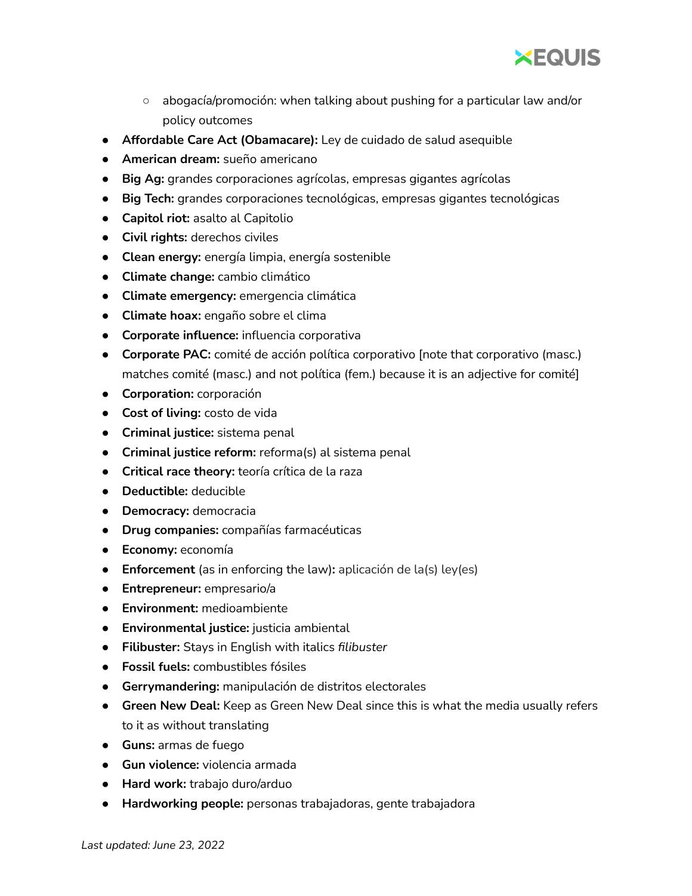- abogacía/promoción: when talking about pushing for a particular law and/or policy outcomes
- **Affordable Care Act (Obamacare):** Ley de cuidado de salud asequible
- **American dream:** sueño americano
- **Big Ag:** grandes corporaciones agrícolas, empresas gigantes agrícolas
- **Big Tech:** grandes corporaciones tecnológicas, empresas gigantes tecnológicas
- **Capitol riot:** asalto al Capitolio
- **Civil rights:** derechos civiles
- **Clean energy:** energía limpia, energía sostenible
- **Climate change:** cambio climático
- **Climate emergency:** emergencia climática
- **Climate hoax:** engaño sobre el clima
- **Corporate influence:** influencia corporativa
- **Corporate PAC:** comité de acción política corporativo [note that corporativo (masc.) matches comité (masc.) and not política (fem.) because it is an adjective for comité]
- **Corporation:** corporación
- **Cost of living:** costo de vida
- **Criminal justice:** sistema penal
- **Criminal justice reform:** reforma(s) al sistema penal
- **Critical race theory:** teoría crítica de la raza
- **Deductible:** deducible
- **Democracy:** democracia
- **Drug companies:** compañías farmacéuticas
- **Economy:** economía
- **Enforcement** (as in enforcing the law)**:** aplicación de la(s) ley(es)
- **Entrepreneur:** empresario/a
- **Environment:** medioambiente
- **Environmental justice:** justicia ambiental
- **Filibuster:** Stays in English with italics *filibuster*
- **Fossil fuels:** combustibles fósiles
- **Gerrymandering:** manipulación de distritos electorales
- **Green New Deal:** Keep as Green New Deal since this is what the media usually refers to it as without translating
- **Guns:** armas de fuego
- **Gun violence:** violencia armada
- **Hard work:** trabajo duro/arduo
- **Hardworking people:** personas trabajadoras, gente trabajadora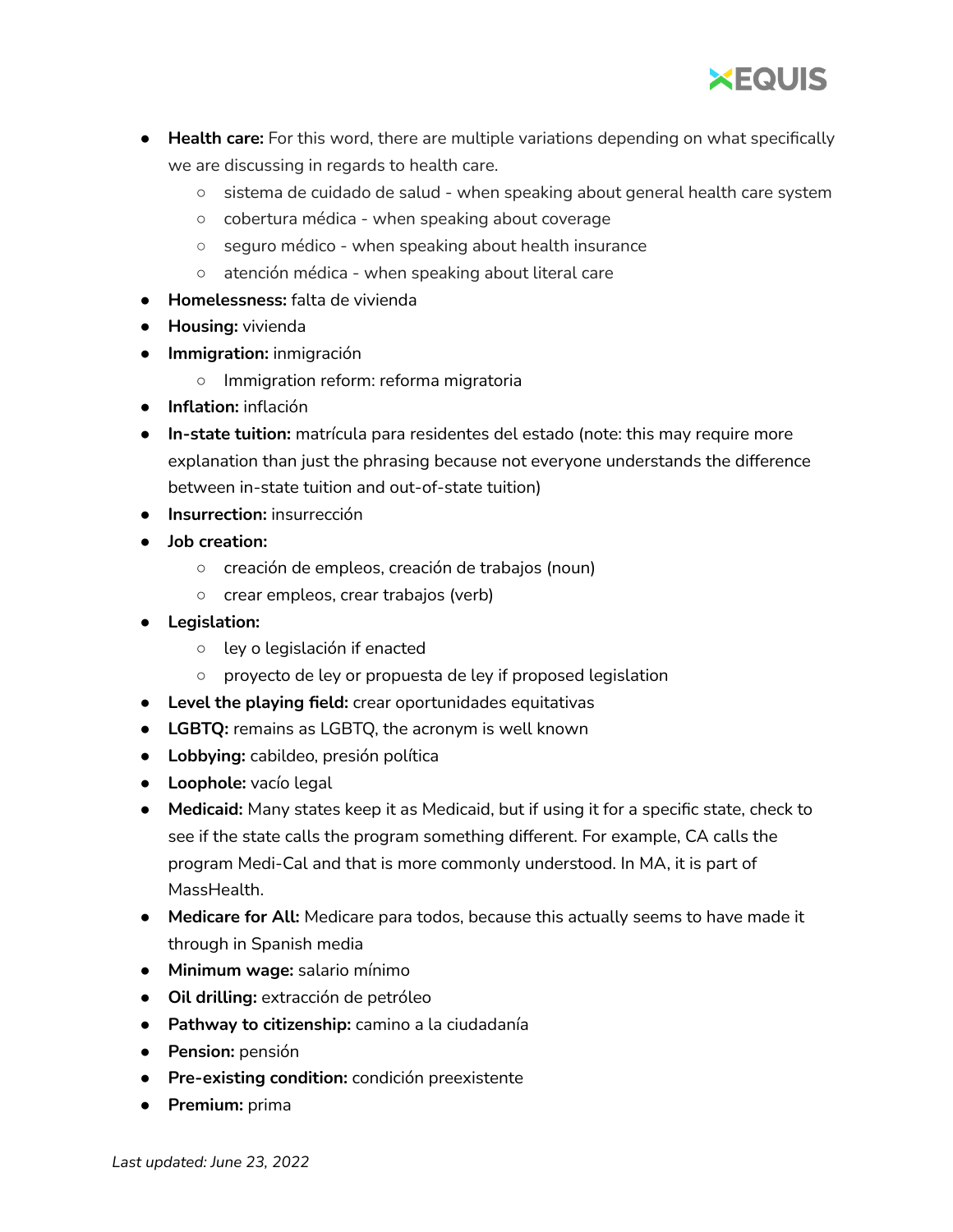- **Health care:** For this word, there are multiple variations depending on what specifically we are discussing in regards to health care.
  - sistema de cuidado de salud - when speaking about general health care system
  - cobertura médica - when speaking about coverage
  - seguro médico - when speaking about health insurance
  - atención médica - when speaking about literal care
- **Homelessness:** falta de vivienda
- **Housing:** vivienda
- **Immigration:** inmigración
  - Immigration reform: reforma migratoria
- **Inflation:** inflación
- **In-state tuition:** matrícula para residentes del estado (note: this may require more explanation than just the phrasing because not everyone understands the difference between in-state tuition and out-of-state tuition)
- **Insurrection:** insurrección
- **Job creation:**
  - creación de empleos, creación de trabajos (noun)
  - crear empleos, crear trabajos (verb)
- **Legislation:**
  - ley o legislación if enacted
  - proyecto de ley or propuesta de ley if proposed legislation
- **Level the playing field:** crear oportunidades equitativas
- **LGBTQ:** remains as LGBTQ, the acronym is well known
- **Lobbying:** cabildeo, presión política
- **Loophole:** vacío legal
- **Medicaid:** Many states keep it as Medicaid, but if using it for a specific state, check to see if the state calls the program something different. For example, CA calls the program Medi-Cal and that is more commonly understood. In MA, it is part of MassHealth.
- **Medicare for All:** Medicare para todos, because this actually seems to have made it through in Spanish media
- **Minimum wage:** salario mínimo
- **Oil drilling:** extracción de petróleo
- **Pathway to citizenship:** camino a la ciudadanía
- **Pension:** pensión
- **Pre-existing condition:** condición preexistente
- **Premium:** prima

*Last updated: June 23, 2022*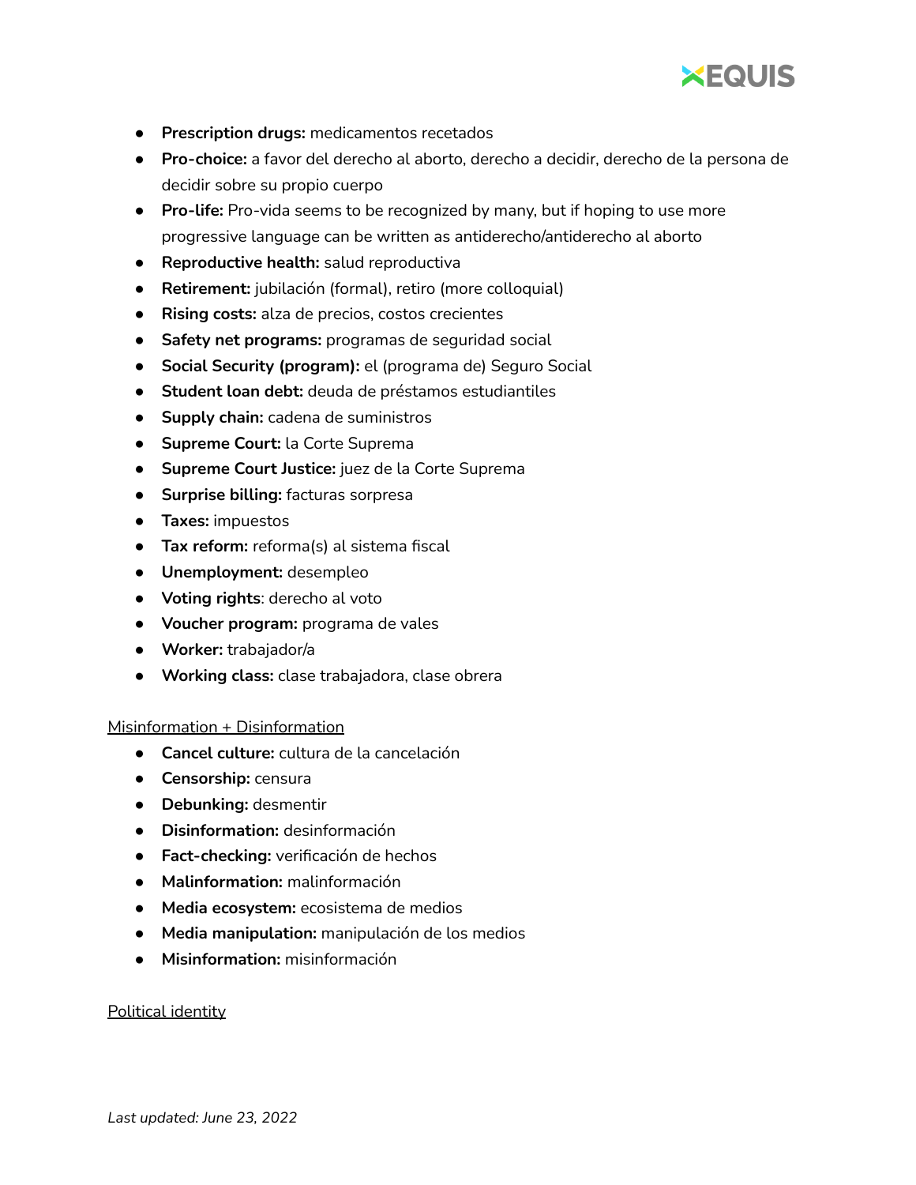- **Prescription drugs:** medicamentos recetados
- **Pro-choice:** a favor del derecho al aborto, derecho a decidir, derecho de la persona de decidir sobre su propio cuerpo
- **Pro-life:** Pro-vida seems to be recognized by many, but if hoping to use more progressive language can be written as antiderecho/antiderecho al aborto
- **Reproductive health:** salud reproductiva
- **Retirement:** jubilación (formal), retiro (more colloquial)
- **Rising costs:** alza de precios, costos crecientes
- **Safety net programs:** programas de seguridad social
- **Social Security (program):** el (programa de) Seguro Social
- **Student loan debt:** deuda de préstamos estudiantiles
- **Supply chain:** cadena de suministros
- **Supreme Court:** la Corte Suprema
- **Supreme Court Justice:** juez de la Corte Suprema
- **Surprise billing:** facturas sorpresa
- **Taxes:** impuestos
- **Tax reform:** reforma(s) al sistema fiscal
- **Unemployment:** desempleo
- **Voting rights**: derecho al voto
- **Voucher program:** programa de vales
- **Worker:** trabajador/a
- **Working class:** clase trabajadora, clase obrera

<u>Misinformation + Disinformation</u>

- **Cancel culture:** cultura de la cancelación
- **Censorship:** censura
- **Debunking:** desmentir
- **Disinformation:** desinformación
- **Fact-checking:** verificación de hechos
- **Malinformation:** malinformación
- **Media ecosystem:** ecosistema de medios
- **Media manipulation:** manipulación de los medios
- **Misinformation:** misinformación

<u>Political identity</u>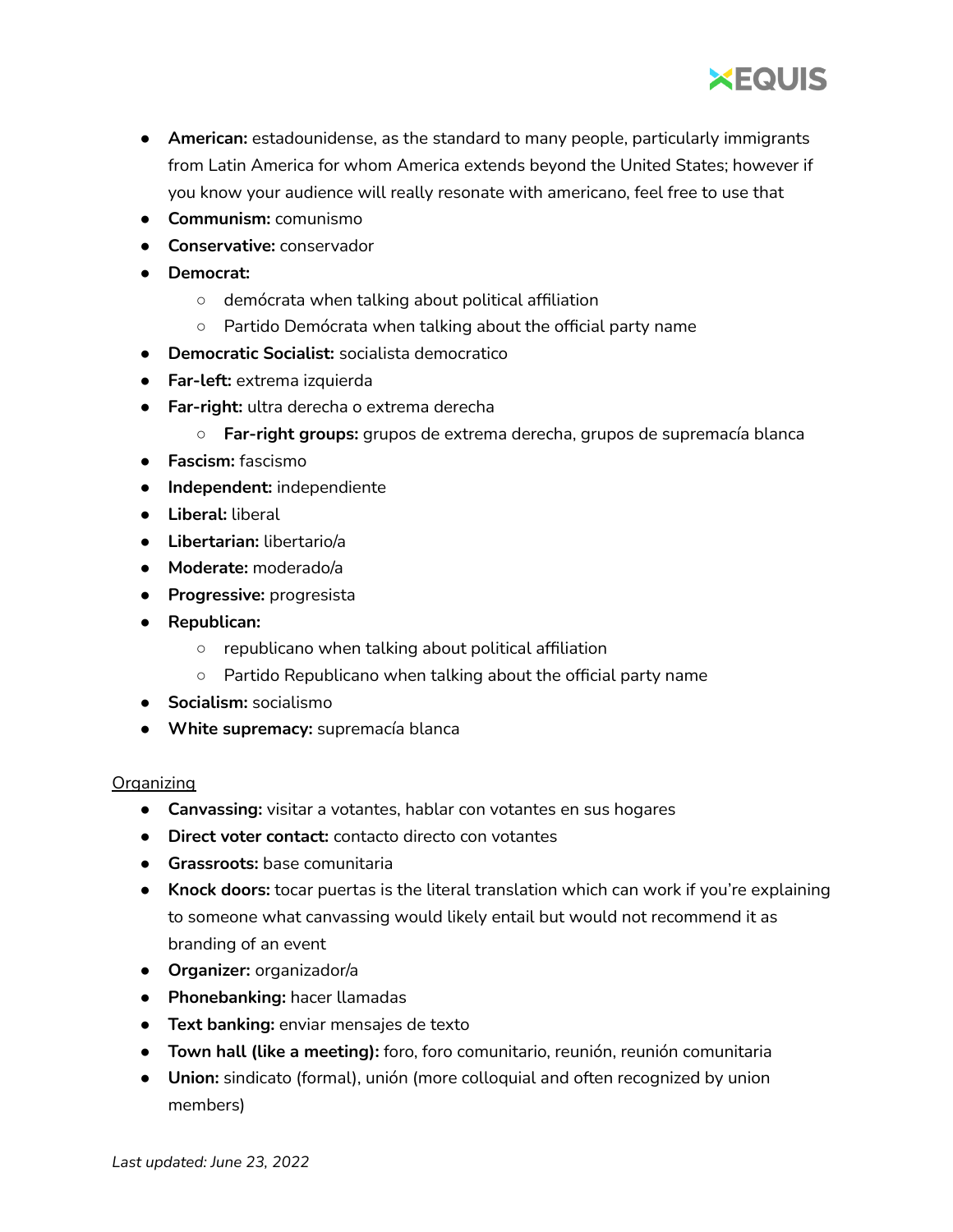- **American:** estadounidense, as the standard to many people, particularly immigrants from Latin America for whom America extends beyond the United States; however if you know your audience will really resonate with americano, feel free to use that
- **Communism:** comunismo
- **Conservative:** conservador
- **Democrat:**
  - demócrata when talking about political affiliation
  - Partido Demócrata when talking about the official party name
- **Democratic Socialist:** socialista democratico
- **Far-left:** extrema izquierda
- **Far-right:** ultra derecha o extrema derecha
  - **Far-right groups:** grupos de extrema derecha, grupos de supremacía blanca
- **Fascism:** fascismo
- **Independent:** independiente
- **Liberal:** liberal
- **Libertarian:** libertario/a
- **Moderate:** moderado/a
- **Progressive:** progresista
- **Republican:**
  - republicano when talking about political affiliation
  - Partido Republicano when talking about the official party name
- **Socialism:** socialismo
- **White supremacy:** supremacía blanca

<u>Organizing</u>

- **Canvassing:** visitar a votantes, hablar con votantes en sus hogares
- **Direct voter contact:** contacto directo con votantes
- **Grassroots:** base comunitaria
- **Knock doors:** tocar puertas is the literal translation which can work if you're explaining to someone what canvassing would likely entail but would not recommend it as branding of an event
- **Organizer:** organizador/a
- **Phonebanking:** hacer llamadas
- **Text banking:** enviar mensajes de texto
- **Town hall (like a meeting):** foro, foro comunitario, reunión, reunión comunitaria
- **Union:** sindicato (formal), unión (more colloquial and often recognized by union members)

*Last updated: June 23, 2022*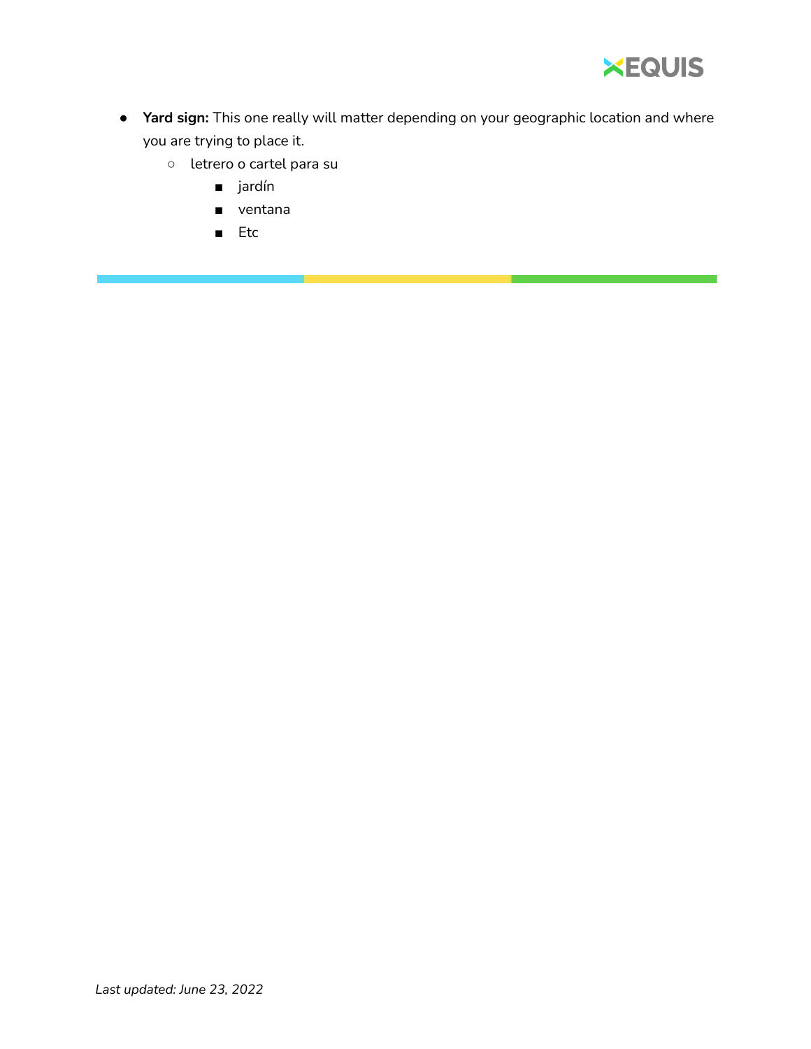- **Yard sign:** This one really will matter depending on your geographic location and where you are trying to place it.
  - letrero o cartel para su
    - jardín
    - ventana
    - Etc

*Last updated: June 23, 2022*